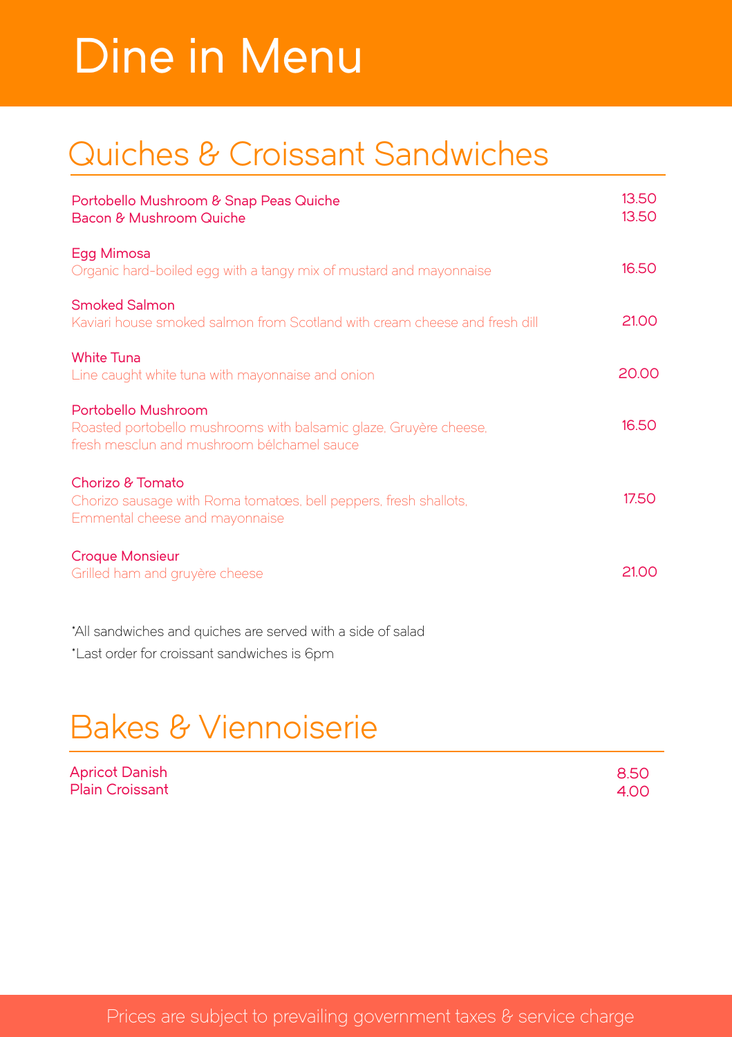# Dine in Menu

## Quiches & Croissant Sandwiches

| Item | Price |
|---|---|
| Portobello Mushroom & Snap Peas Quiche | 13.50 |
| Bacon & Mushroom Quiche | 13.50 |
| **Egg Mimosa**<br>Organic hard-boiled egg with a tangy mix of mustard and mayonnaise | 16.50 |
| **Smoked Salmon**<br>Kaviari house smoked salmon from Scotland with cream cheese and fresh dill | 21.00 |
| **White Tuna**<br>Line caught white tuna with mayonnaise and onion | 20.00 |
| **Portobello Mushroom**<br>Roasted portobello mushrooms with balsamic glaze, Gruyère cheese, fresh mesclun and mushroom bélchamel sauce | 16.50 |
| **Chorizo & Tomato**<br>Chorizo sausage with Roma tomatœs, bell peppers, fresh shallots, Emmental cheese and mayonnaise | 17.50 |
| **Croque Monsieur**<br>Grilled ham and gruyère cheese | 21.00 |

*All sandwiches and quiches are served with a side of salad

*Last order for croissant sandwiches is 6pm

## Bakes & Viennoiserie

| Item | Price |
|---|---|
| Apricot Danish | 8.50 |
| Plain Croissant | 4.00 |

Prices are subject to prevailing government taxes & service charge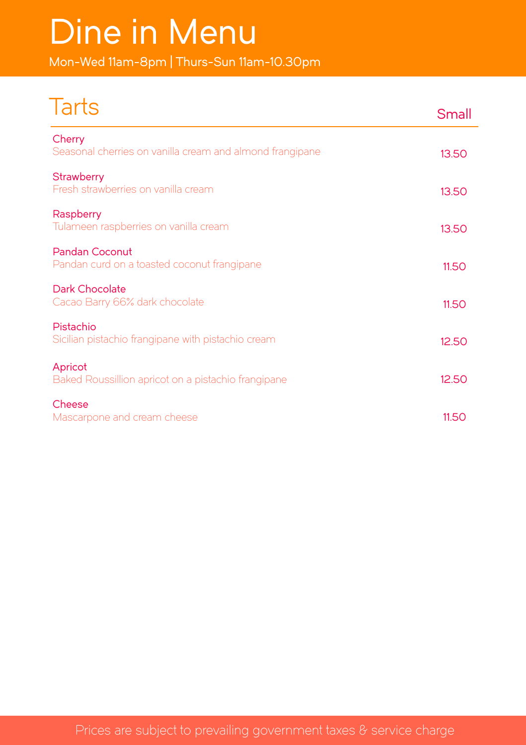# Dine in Menu

Mon-Wed 11am-8pm | Thurs-Sun 11am-10.30pm

## Tarts

| | Small |
|---|---|
| **Cherry**<br>Seasonal cherries on vanilla cream and almond frangipane | 13.50 |
| **Strawberry**<br>Fresh strawberries on vanilla cream | 13.50 |
| **Raspberry**<br>Tulameen raspberries on vanilla cream | 13.50 |
| **Pandan Coconut**<br>Pandan curd on a toasted coconut frangipane | 11.50 |
| **Dark Chocolate**<br>Cacao Barry 66% dark chocolate | 11.50 |
| **Pistachio**<br>Sicilian pistachio frangipane with pistachio cream | 12.50 |
| **Apricot**<br>Baked Roussillion apricot on a pistachio frangipane | 12.50 |
| **Cheese**<br>Mascarpone and cream cheese | 11.50 |

Prices are subject to prevailing government taxes & service charge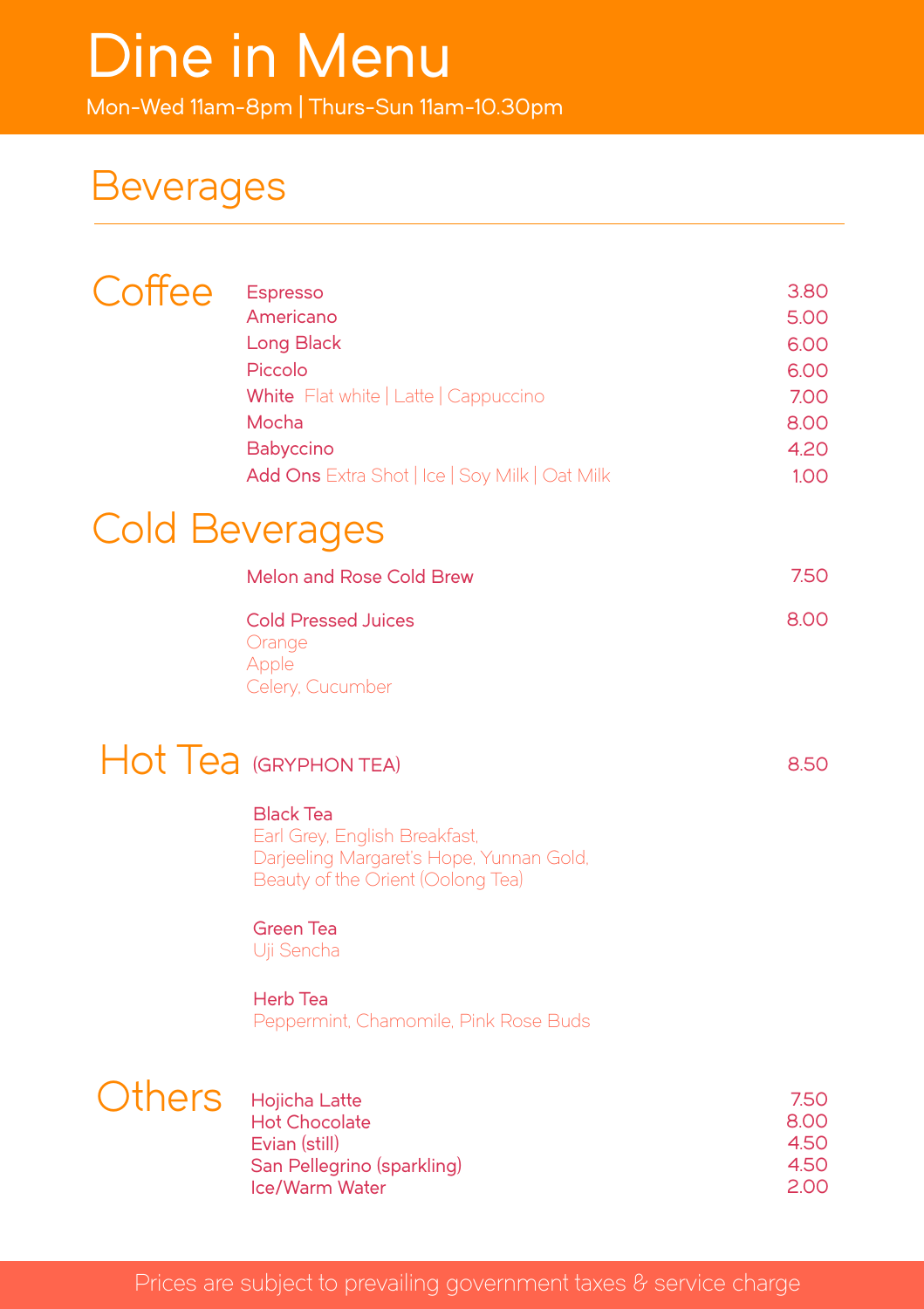# Dine in Menu

Mon-Wed 11am-8pm | Thurs-Sun 11am-10.30pm

## Beverages

### Coffee

| | |
|---|---|
| Espresso | 3.80 |
| Americano | 5.00 |
| Long Black | 6.00 |
| Piccolo | 6.00 |
| White Flat white \| Latte \| Cappuccino | 7.00 |
| Mocha | 8.00 |
| Babyccino | 4.20 |
| Add Ons Extra Shot \| Ice \| Soy Milk \| Oat Milk | 1.00 |

### Cold Beverages

| | |
|---|---|
| Melon and Rose Cold Brew | 7.50 |
| Cold Pressed Juices<br>Orange<br>Apple<br>Celery, Cucumber | 8.00 |

### Hot Tea (GRYPHON TEA) 8.50

**Black Tea**
Earl Grey, English Breakfast, Darjeeling Margaret's Hope, Yunnan Gold, Beauty of the Orient (Oolong Tea)

**Green Tea**
Uji Sencha

**Herb Tea**
Peppermint, Chamomile, Pink Rose Buds

### Others

| | |
|---|---|
| Hojicha Latte | 7.50 |
| Hot Chocolate | 8.00 |
| Evian (still) | 4.50 |
| San Pellegrino (sparkling) | 4.50 |
| Ice/Warm Water | 2.00 |

Prices are subject to prevailing government taxes & service charge